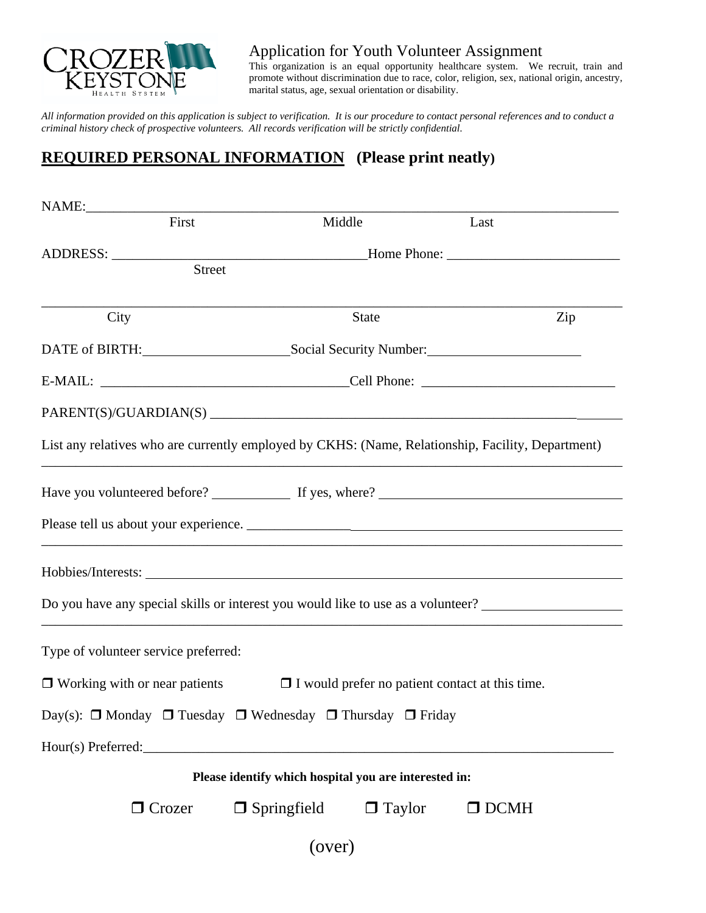CROZER KEYSTONE HEALTH SYSTEM

# Application for Youth Volunteer Assignment

This organization is an equal opportunity healthcare system. We recruit, train and promote without discrimination due to race, color, religion, sex, national origin, ancestry, marital status, age, sexual orientation or disability.

*All information provided on this application is subject to verification. It is our procedure to contact personal references and to conduct a criminal history check of prospective volunteers. All records verification will be strictly confidential.*

## REQUIRED PERSONAL INFORMATION (Please print neatly)

NAME:________________________________________________________________________

First Middle Last

ADDRESS: ____________________________________Home Phone: ________________________

Street

_________________________________________________________________________________

City State Zip

DATE of BIRTH:____________________Social Security Number:_____________________

E-MAIL: __________________________________Cell Phone: __________________________

PARENT(S)/GUARDIAN(S) ___________________________________________________________

List any relatives who are currently employed by CKHS: (Name, Relationship, Facility, Department)

_________________________________________________________________________________

Have you volunteered before? __________ If yes, where? ________________________________

Please tell us about your experience. _______________________________________________

_________________________________________________________________________________

Hobbies/Interests: _______________________________________________________________

Do you have any special skills or interest you would like to use as a volunteer? __________________

_________________________________________________________________________________

Type of volunteer service preferred:

☐ Working with or near patients ☐ I would prefer no patient contact at this time.

Day(s): ☐ Monday ☐ Tuesday ☐ Wednesday ☐ Thursday ☐ Friday

Hour(s) Preferred:_______________________________________________________________

**Please identify which hospital you are interested in:**

☐ Crozer ☐ Springfield ☐ Taylor ☐ DCMH

(over)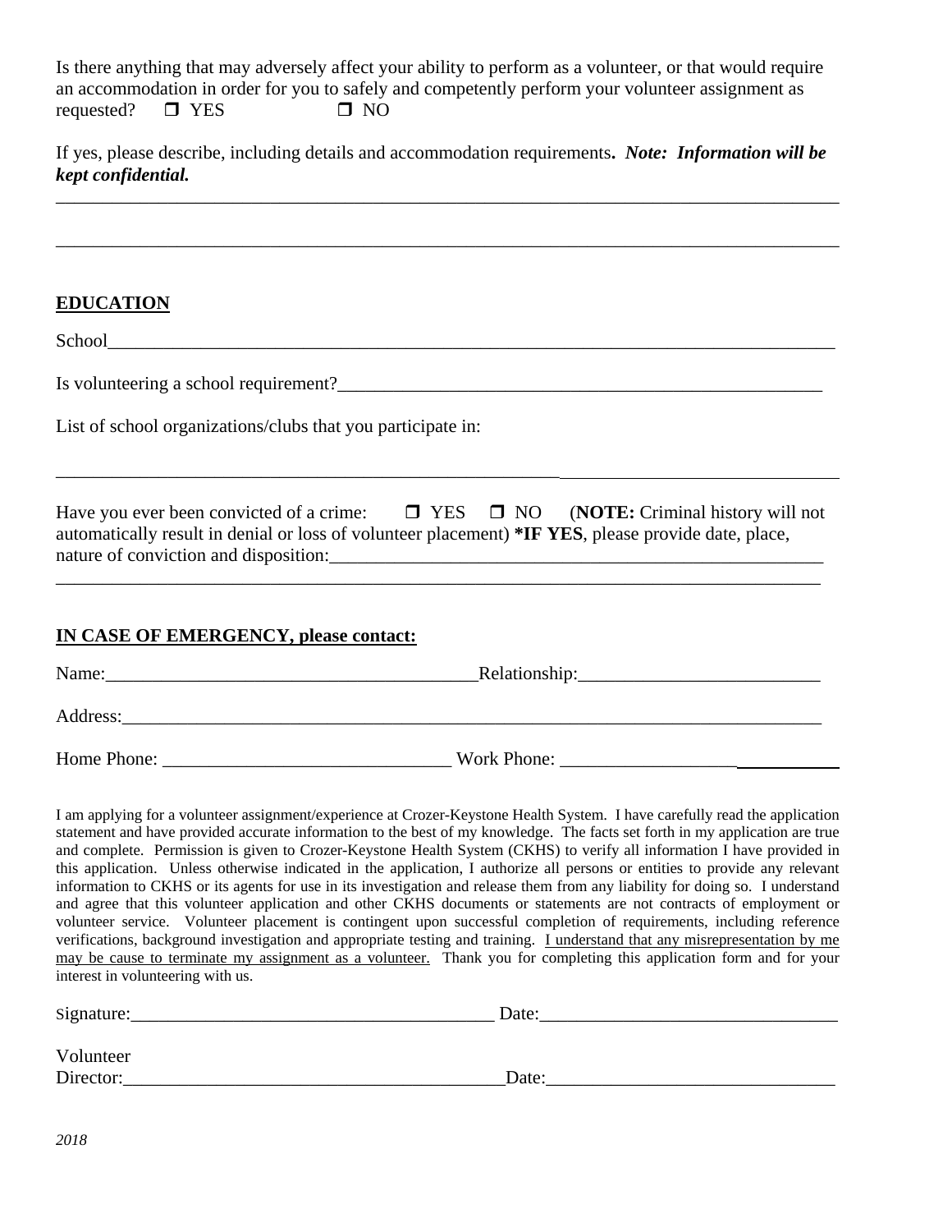Is there anything that may adversely affect your ability to perform as a volunteer, or that would require an accommodation in order for you to safely and competently perform your volunteer assignment as requested? ❒ YES ❒ NO

If yes, please describe, including details and accommodation requirements. ***Note: Information will be kept confidential.***

\_\_\_\_\_\_\_\_\_\_\_\_\_\_\_\_\_\_\_\_\_\_\_\_\_\_\_\_\_\_\_\_\_\_\_\_\_\_\_\_\_\_\_\_\_\_\_\_\_\_\_\_\_\_\_\_\_\_\_\_\_\_\_\_\_\_\_\_\_\_\_\_\_\_\_\_

\_\_\_\_\_\_\_\_\_\_\_\_\_\_\_\_\_\_\_\_\_\_\_\_\_\_\_\_\_\_\_\_\_\_\_\_\_\_\_\_\_\_\_\_\_\_\_\_\_\_\_\_\_\_\_\_\_\_\_\_\_\_\_\_\_\_\_\_\_\_\_\_\_\_\_\_

**EDUCATION**

School\_\_\_\_\_\_\_\_\_\_\_\_\_\_\_\_\_\_\_\_\_\_\_\_\_\_\_\_\_\_\_\_\_\_\_\_\_\_\_\_\_\_\_\_\_\_\_\_\_\_\_\_\_\_\_\_\_\_\_\_\_\_\_\_\_\_\_\_\_\_

Is volunteering a school requirement?\_\_\_\_\_\_\_\_\_\_\_\_\_\_\_\_\_\_\_\_\_\_\_\_\_\_\_\_\_\_\_\_\_\_\_\_\_\_\_\_\_\_\_\_\_\_

List of school organizations/clubs that you participate in:

\_\_\_\_\_\_\_\_\_\_\_\_\_\_\_\_\_\_\_\_\_\_\_\_\_\_\_\_\_\_\_\_\_\_\_\_\_\_\_\_\_\_\_\_\_\_\_\_\_\_\_\_\_\_\_\_\_\_\_\_\_\_\_\_\_\_\_\_\_\_\_\_\_\_\_\_

Have you ever been convicted of a crime: ❒ YES ❒ NO (**NOTE:** Criminal history will not automatically result in denial or loss of volunteer placement) ***IF YES**, please provide date, place, nature of conviction and disposition:\_\_\_\_\_\_\_\_\_\_\_\_\_\_\_\_\_\_\_\_\_\_\_\_\_\_\_\_\_\_\_\_\_\_\_\_\_\_\_\_\_\_\_\_\_\_

\_\_\_\_\_\_\_\_\_\_\_\_\_\_\_\_\_\_\_\_\_\_\_\_\_\_\_\_\_\_\_\_\_\_\_\_\_\_\_\_\_\_\_\_\_\_\_\_\_\_\_\_\_\_\_\_\_\_\_\_\_\_\_\_\_\_\_\_\_\_\_\_\_\_\_\_

**IN CASE OF EMERGENCY, please contact:**

Name:\_\_\_\_\_\_\_\_\_\_\_\_\_\_\_\_\_\_\_\_\_\_\_\_\_\_\_\_\_\_\_\_\_\_\_\_\_\_\_Relationship:\_\_\_\_\_\_\_\_\_\_\_\_\_\_\_\_\_\_\_\_\_\_\_\_\_\_

Address:\_\_\_\_\_\_\_\_\_\_\_\_\_\_\_\_\_\_\_\_\_\_\_\_\_\_\_\_\_\_\_\_\_\_\_\_\_\_\_\_\_\_\_\_\_\_\_\_\_\_\_\_\_\_\_\_\_\_\_\_\_\_\_\_\_\_\_\_\_\_

Home Phone: \_\_\_\_\_\_\_\_\_\_\_\_\_\_\_\_\_\_\_\_\_\_\_\_\_\_\_\_\_\_ Work Phone: \_\_\_\_\_\_\_\_\_\_\_\_\_\_\_\_\_\_\_\_\_\_\_\_\_\_\_\_\_

I am applying for a volunteer assignment/experience at Crozer-Keystone Health System. I have carefully read the application statement and have provided accurate information to the best of my knowledge. The facts set forth in my application are true and complete. Permission is given to Crozer-Keystone Health System (CKHS) to verify all information I have provided in this application. Unless otherwise indicated in the application, I authorize all persons or entities to provide any relevant information to CKHS or its agents for use in its investigation and release them from any liability for doing so. I understand and agree that this volunteer application and other CKHS documents or statements are not contracts of employment or volunteer service. Volunteer placement is contingent upon successful completion of requirements, including reference verifications, background investigation and appropriate testing and training. <u>I understand that any misrepresentation by me may be cause to terminate my assignment as a volunteer.</u> Thank you for completing this application form and for your interest in volunteering with us.

Signature:\_\_\_\_\_\_\_\_\_\_\_\_\_\_\_\_\_\_\_\_\_\_\_\_\_\_\_\_\_\_\_\_\_\_\_\_\_\_ Date:\_\_\_\_\_\_\_\_\_\_\_\_\_\_\_\_\_\_\_\_\_\_\_\_\_\_\_\_\_\_\_

Volunteer Director:\_\_\_\_\_\_\_\_\_\_\_\_\_\_\_\_\_\_\_\_\_\_\_\_\_\_\_\_\_\_\_\_\_\_\_\_\_\_\_Date:\_\_\_\_\_\_\_\_\_\_\_\_\_\_\_\_\_\_\_\_\_\_\_\_\_\_\_\_\_\_

*2018*